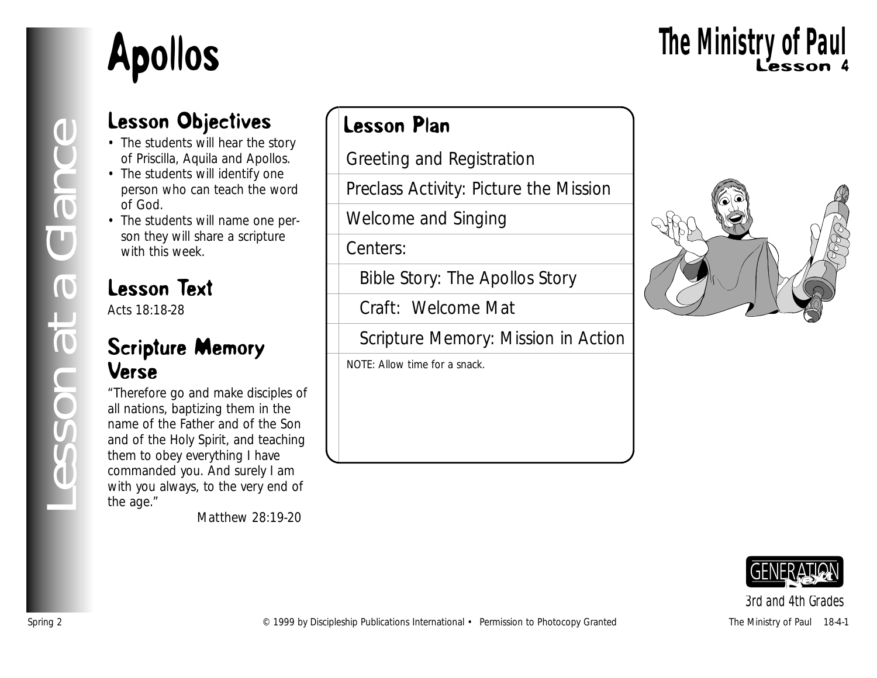# Apollos

## The Ministry of Paul
### Lesson 4

Lesson at a Glance

## Lesson Objectives

- The students will hear the story of Priscilla, Aquila and Apollos.
- The students will identify one person who can teach the word of God.
- The students will name one person they will share a scripture with this week.

## Lesson Text

Acts 18:18-28

## Scripture Memory Verse

"Therefore go and make disciples of all nations, baptizing them in the name of the Father and of the Son and of the Holy Spirit, and teaching them to obey everything I have commanded you. And surely I am with you always, to the very end of the age."

Matthew 28:19-20

## Lesson Plan

- Greeting and Registration
- Preclass Activity: Picture the Mission
- Welcome and Singing
- Centers:
  - Bible Story: The Apollos Story
  - Craft: Welcome Mat
  - Scripture Memory: Mission in Action

NOTE: Allow time for a snack.

3rd and 4th Grades

Spring 2 © 1999 by Discipleship Publications International • Permission to Photocopy Granted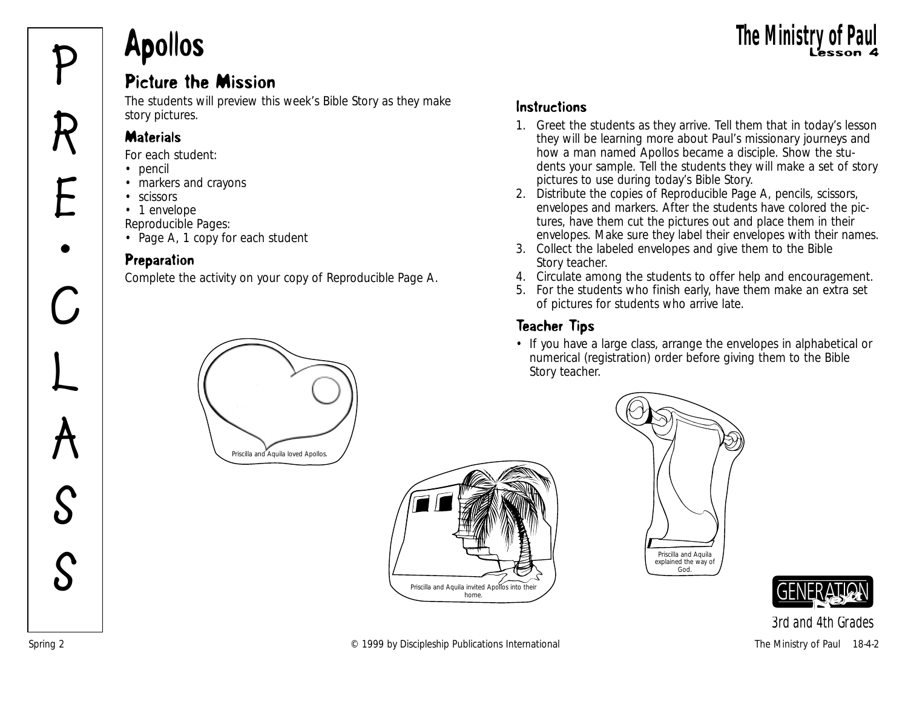# Apollos

## Picture the Mission

The students will preview this week's Bible Story as they make story pictures.

### Materials

For each student:
- pencil
- markers and crayons
- scissors
- 1 envelope

Reproducible Pages:
- Page A, 1 copy for each student

### Preparation

Complete the activity on your copy of Reproducible Page A.

### Instructions

1. Greet the students as they arrive. Tell them that in today's lesson they will be learning more about Paul's missionary journeys and how a man named Apollos became a disciple. Show the students your sample. Tell the students they will make a set of story pictures to use during today's Bible Story.
2. Distribute the copies of Reproducible Page A, pencils, scissors, envelopes and markers. After the students have colored the pictures, have them cut the pictures out and place them in their envelopes. Make sure they label their envelopes with their names.
3. Collect the labeled envelopes and give them to the Bible Story teacher.
4. Circulate among the students to offer help and encouragement.
5. For the students who finish early, have them make an extra set of pictures for students who arrive late.

### Teacher Tips

- If you have a large class, arrange the envelopes in alphabetical or numerical (registration) order before giving them to the Bible Story teacher.

Priscilla and Aquila loved Apollos.

Priscilla and Aquila invited Apollos into their home.

Priscilla and Aquila explained the way of God.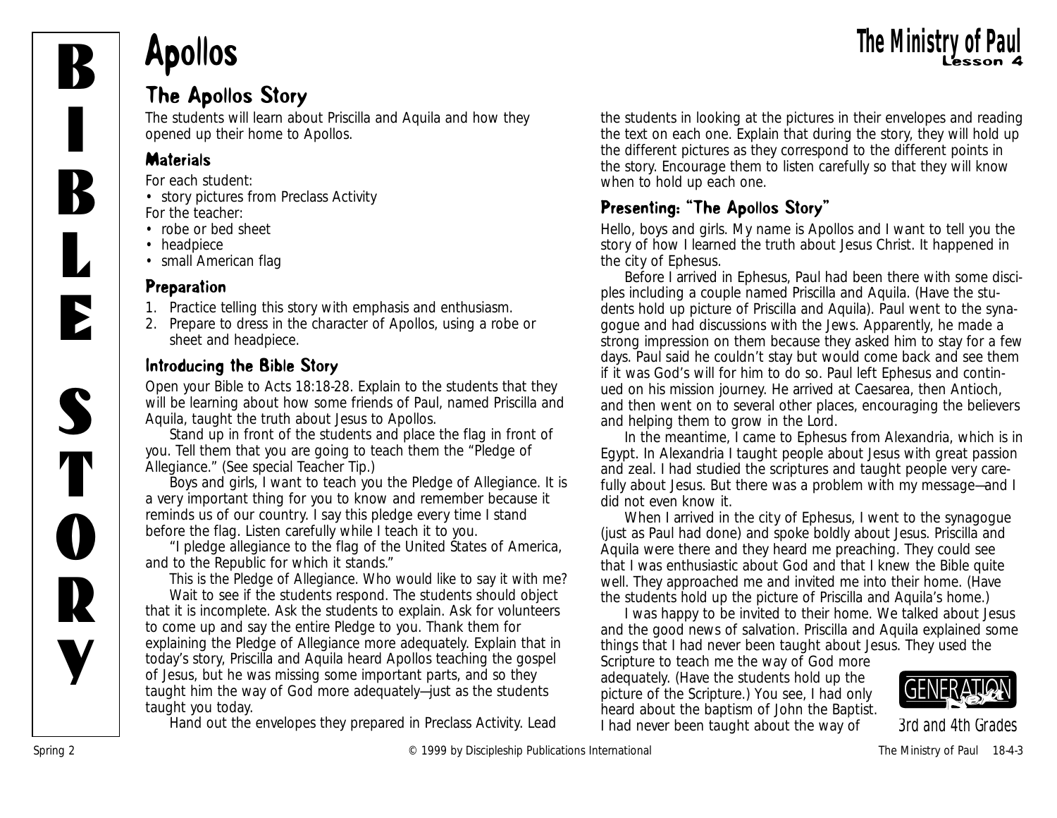# Apollos

## The Apollos Story

The students will learn about Priscilla and Aquila and how they opened up their home to Apollos.

### Materials

For each student:

- story pictures from Preclass Activity

For the teacher:

- robe or bed sheet
- headpiece
- small American flag

### Preparation

1. Practice telling this story with emphasis and enthusiasm.
2. Prepare to dress in the character of Apollos, using a robe or sheet and headpiece.

### Introducing the Bible Story

Open your Bible to Acts 18:18-28. Explain to the students that they will be learning about how some friends of Paul, named Priscilla and Aquila, taught the truth about Jesus to Apollos.

Stand up in front of the students and place the flag in front of you. Tell them that you are going to teach them the "Pledge of Allegiance." (See special Teacher Tip.)

Boys and girls, I want to teach you the Pledge of Allegiance. It is a very important thing for you to know and remember because it reminds us of our country. I say this pledge every time I stand before the flag. Listen carefully while I teach it to you.

"I pledge allegiance to the flag of the United States of America, and to the Republic for which it stands."

This is the Pledge of Allegiance. Who would like to say it with me?

Wait to see if the students respond. The students should object that it is incomplete. Ask the students to explain. Ask for volunteers to come up and say the entire Pledge to you. Thank them for explaining the Pledge of Allegiance more adequately. Explain that in today's story, Priscilla and Aquila heard Apollos teaching the gospel of Jesus, but he was missing some important parts, and so they taught him the way of God more adequately—just as the students taught you today.

Hand out the envelopes they prepared in Preclass Activity. Lead the students in looking at the pictures in their envelopes and reading the text on each one. Explain that during the story, they will hold up the different pictures as they correspond to the different points in the story. Encourage them to listen carefully so that they will know when to hold up each one.

### Presenting: "The Apollos Story"

Hello, boys and girls. My name is Apollos and I want to tell you the story of how I learned the truth about Jesus Christ. It happened in the city of Ephesus.

Before I arrived in Ephesus, Paul had been there with some disciples including a couple named Priscilla and Aquila. (Have the students hold up picture of Priscilla and Aquila). Paul went to the synagogue and had discussions with the Jews. Apparently, he made a strong impression on them because they asked him to stay for a few days. Paul said he couldn't stay but would come back and see them if it was God's will for him to do so. Paul left Ephesus and continued on his mission journey. He arrived at Caesarea, then Antioch, and then went on to several other places, encouraging the believers and helping them to grow in the Lord.

In the meantime, I came to Ephesus from Alexandria, which is in Egypt. In Alexandria I taught people about Jesus with great passion and zeal. I had studied the scriptures and taught people very carefully about Jesus. But there was a problem with my message—and I did not even know it.

When I arrived in the city of Ephesus, I went to the synagogue (just as Paul had done) and spoke boldly about Jesus. Priscilla and Aquila were there and they heard me preaching. They could see that I was enthusiastic about God and that I knew the Bible quite well. They approached me and invited me into their home. (Have the students hold up the picture of Priscilla and Aquila's home.)

I was happy to be invited to their home. We talked about Jesus and the good news of salvation. Priscilla and Aquila explained some things that I had never been taught about Jesus. They used the Scripture to teach me the way of God more adequately. (Have the students hold up the picture of the Scripture.) You see, I had only heard about the baptism of John the Baptist. I had never been taught about the way of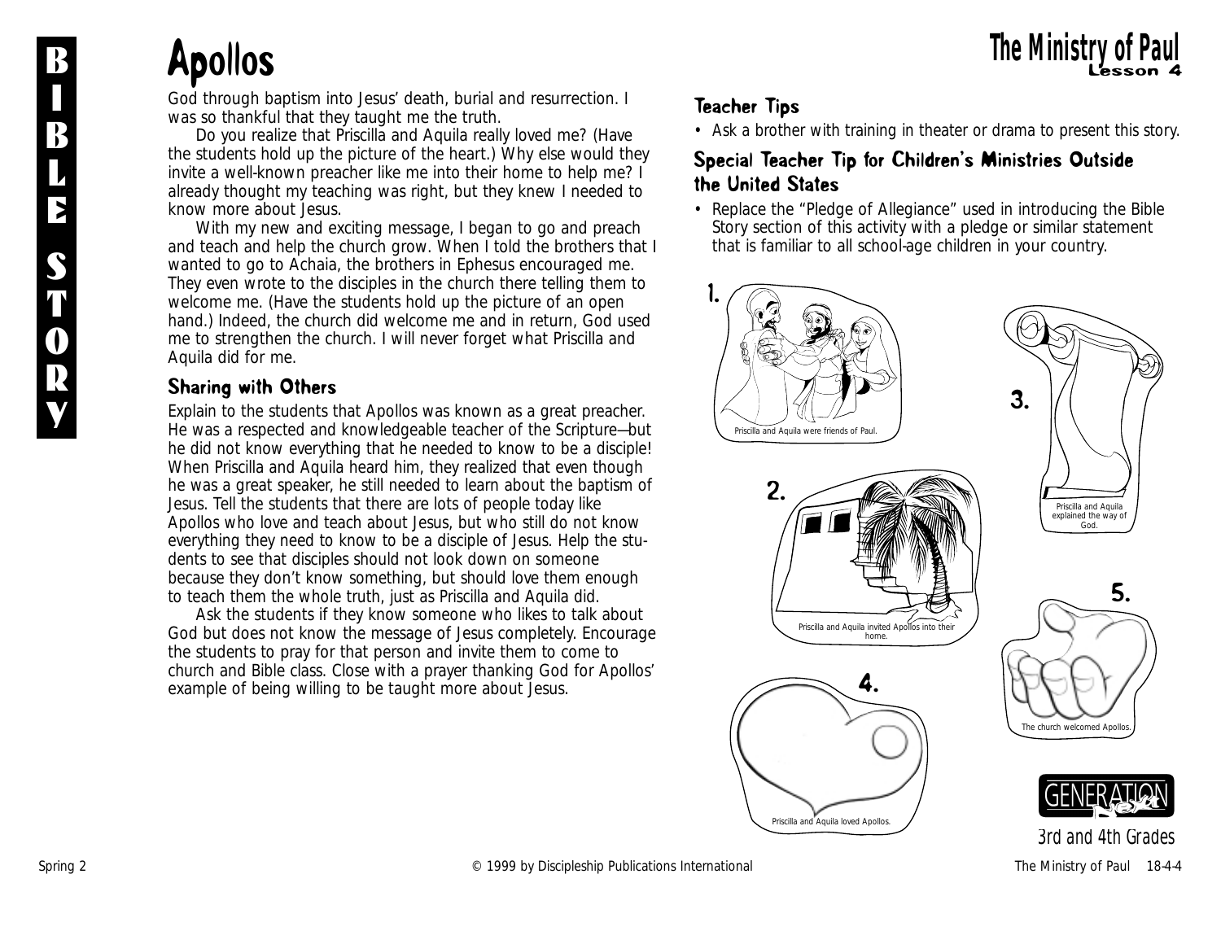# Apollos

God through baptism into Jesus' death, burial and resurrection. I was so thankful that they taught me the truth.

Do you realize that Priscilla and Aquila really loved me? (Have the students hold up the picture of the heart.) Why else would they invite a well-known preacher like me into their home to help me? I already thought my teaching was right, but they knew I needed to know more about Jesus.

With my new and exciting message, I began to go and preach and teach and help the church grow. When I told the brothers that I wanted to go to Achaia, the brothers in Ephesus encouraged me. They even wrote to the disciples in the church there telling them to welcome me. (Have the students hold up the picture of an open hand.) Indeed, the church did welcome me and in return, God used me to strengthen the church. I will never forget what Priscilla and Aquila did for me.

## Sharing with Others

Explain to the students that Apollos was known as a great preacher. He was a respected and knowledgeable teacher of the Scripture—but he did not know everything that he needed to know to be a disciple! When Priscilla and Aquila heard him, they realized that even though he was a great speaker, he still needed to learn about the baptism of Jesus. Tell the students that there are lots of people today like Apollos who love and teach about Jesus, but who still do not know everything they need to know to be a disciple of Jesus. Help the students to see that disciples should not look down on someone because they don't know something, but should love them enough to teach them the whole truth, just as Priscilla and Aquila did.

Ask the students if they know someone who likes to talk about God but does not know the message of Jesus completely. Encourage the students to pray for that person and invite them to come to church and Bible class. Close with a prayer thanking God for Apollos' example of being willing to be taught more about Jesus.

## Teacher Tips

- Ask a brother with training in theater or drama to present this story.

## Special Teacher Tip for Children's Ministries Outside the United States

- Replace the "Pledge of Allegiance" used in introducing the Bible Story section of this activity with a pledge or similar statement that is familiar to all school-age children in your country.

1. Priscilla and Aquila were friends of Paul.

2. Priscilla and Aquila invited Apollos into their home.

3. Priscilla and Aquila explained the way of God.

4. Priscilla and Aquila loved Apollos.

5. The church welcomed Apollos.

3rd and 4th Grades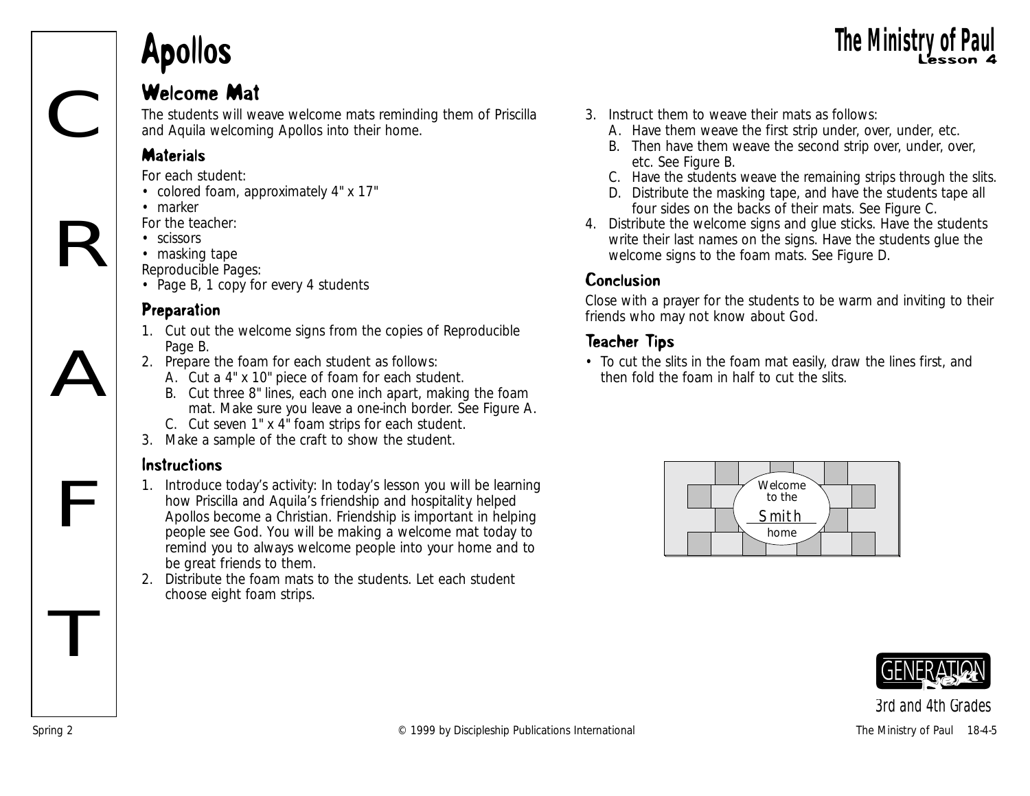# Apollos

## Welcome Mat

The students will weave welcome mats reminding them of Priscilla and Aquila welcoming Apollos into their home.

### Materials

For each student:
- colored foam, approximately 4" x 17"
- marker

For the teacher:
- scissors
- masking tape

Reproducible Pages:
- Page B, 1 copy for every 4 students

### Preparation

1. Cut out the welcome signs from the copies of Reproducible Page B.
2. Prepare the foam for each student as follows:
   - A. Cut a 4" x 10" piece of foam for each student.
   - B. Cut three 8" lines, each one inch apart, making the foam mat. Make sure you leave a one-inch border. See Figure A.
   - C. Cut seven 1" x 4" foam strips for each student.
3. Make a sample of the craft to show the student.

### Instructions

1. Introduce today's activity: In today's lesson you will be learning how Priscilla and Aquila's friendship and hospitality helped Apollos become a Christian. Friendship is important in helping people see God. You will be making a welcome mat today to remind you to always welcome people into your home and to be great friends to them.
2. Distribute the foam mats to the students. Let each student choose eight foam strips.
3. Instruct them to weave their mats as follows:
   - A. Have them weave the first strip under, over, under, etc.
   - B. Then have them weave the second strip over, under, over, etc. See Figure B.
   - C. Have the students weave the remaining strips through the slits.
   - D. Distribute the masking tape, and have the students tape all four sides on the backs of their mats. See Figure C.
4. Distribute the welcome signs and glue sticks. Have the students write their last names on the signs. Have the students glue the welcome signs to the foam mats. See Figure D.

### Conclusion

Close with a prayer for the students to be warm and inviting to their friends who may not know about God.

### Teacher Tips

- To cut the slits in the foam mat easily, draw the lines first, and then fold the foam in half to cut the slits.

Welcome to the Smith home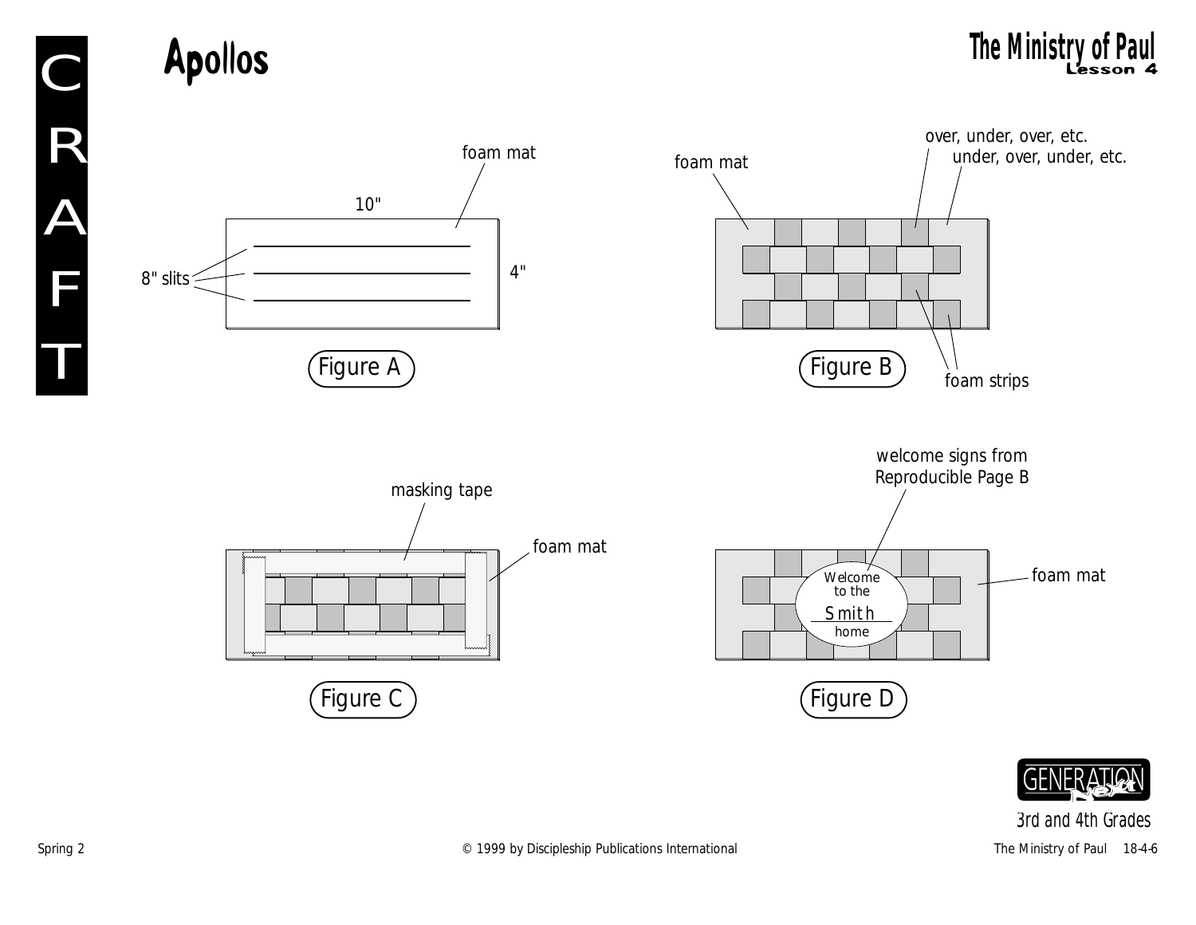# Apollos

CRAFT

foam mat

10"

8" slits

4"

Figure A

foam mat

over, under, over, etc.

under, over, under, etc.

foam strips

Figure B

masking tape

foam mat

Figure C

welcome signs from Reproducible Page B

Welcome to the Smith home

foam mat

Figure D

GENERATION Next

3rd and 4th Grades

Spring 2

© 1999 by Discipleship Publications International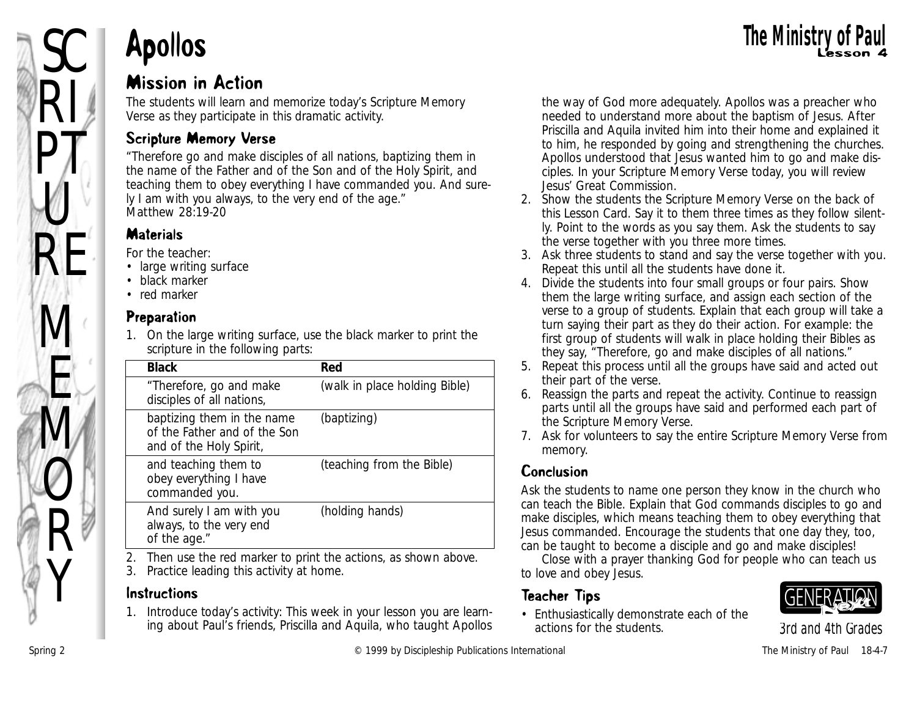# Apollos

**The Ministry of Paul**
**Lesson 4**

SCRIPTURE MEMORY

## Mission in Action

The students will learn and memorize today's Scripture Memory Verse as they participate in this dramatic activity.

### Scripture Memory Verse

"Therefore go and make disciples of all nations, baptizing them in the name of the Father and of the Son and of the Holy Spirit, and teaching them to obey everything I have commanded you. And surely I am with you always, to the very end of the age."
Matthew 28:19-20

### Materials

For the teacher:
- large writing surface
- black marker
- red marker

### Preparation

1. On the large writing surface, use the black marker to print the scripture in the following parts:

| Black | Red |
|---|---|
| "Therefore, go and make disciples of all nations, | (walk in place holding Bible) |
| baptizing them in the name of the Father and of the Son and of the Holy Spirit, | (baptizing) |
| and teaching them to obey everything I have commanded you. | (teaching from the Bible) |
| And surely I am with you always, to the very end of the age." | (holding hands) |

2. Then use the red marker to print the actions, as shown above.
3. Practice leading this activity at home.

### Instructions

1. Introduce today's activity: This week in your lesson you are learning about Paul's friends, Priscilla and Aquila, who taught Apollos the way of God more adequately. Apollos was a preacher who needed to understand more about the baptism of Jesus. After Priscilla and Aquila invited him into their home and explained it to him, he responded by going and strengthening the churches. Apollos understood that Jesus wanted him to go and make disciples. In your Scripture Memory Verse today, you will review Jesus' Great Commission.
2. Show the students the Scripture Memory Verse on the back of this Lesson Card. Say it to them three times as they follow silently. Point to the words as you say them. Ask the students to say the verse together with you three more times.
3. Ask three students to stand and say the verse together with you. Repeat this until all the students have done it.
4. Divide the students into four small groups or four pairs. Show them the large writing surface, and assign each section of the verse to a group of students. Explain that each group will take a turn saying their part as they do their action. For example: the first group of students will walk in place holding their Bibles as they say, "Therefore, go and make disciples of all nations."
5. Repeat this process until all the groups have said and acted out their part of the verse.
6. Reassign the parts and repeat the activity. Continue to reassign parts until all the groups have said and performed each part of the Scripture Memory Verse.
7. Ask for volunteers to say the entire Scripture Memory Verse from memory.

### Conclusion

Ask the students to name one person they know in the church who can teach the Bible. Explain that God commands disciples to go and make disciples, which means teaching them to obey everything that Jesus commanded. Encourage the students that one day they, too, can be taught to become a disciple and go and make disciples!

Close with a prayer thanking God for people who can teach us to love and obey Jesus.

### Teacher Tips

- Enthusiastically demonstrate each of the actions for the students.

GENERATION NEXT
3rd and 4th Grades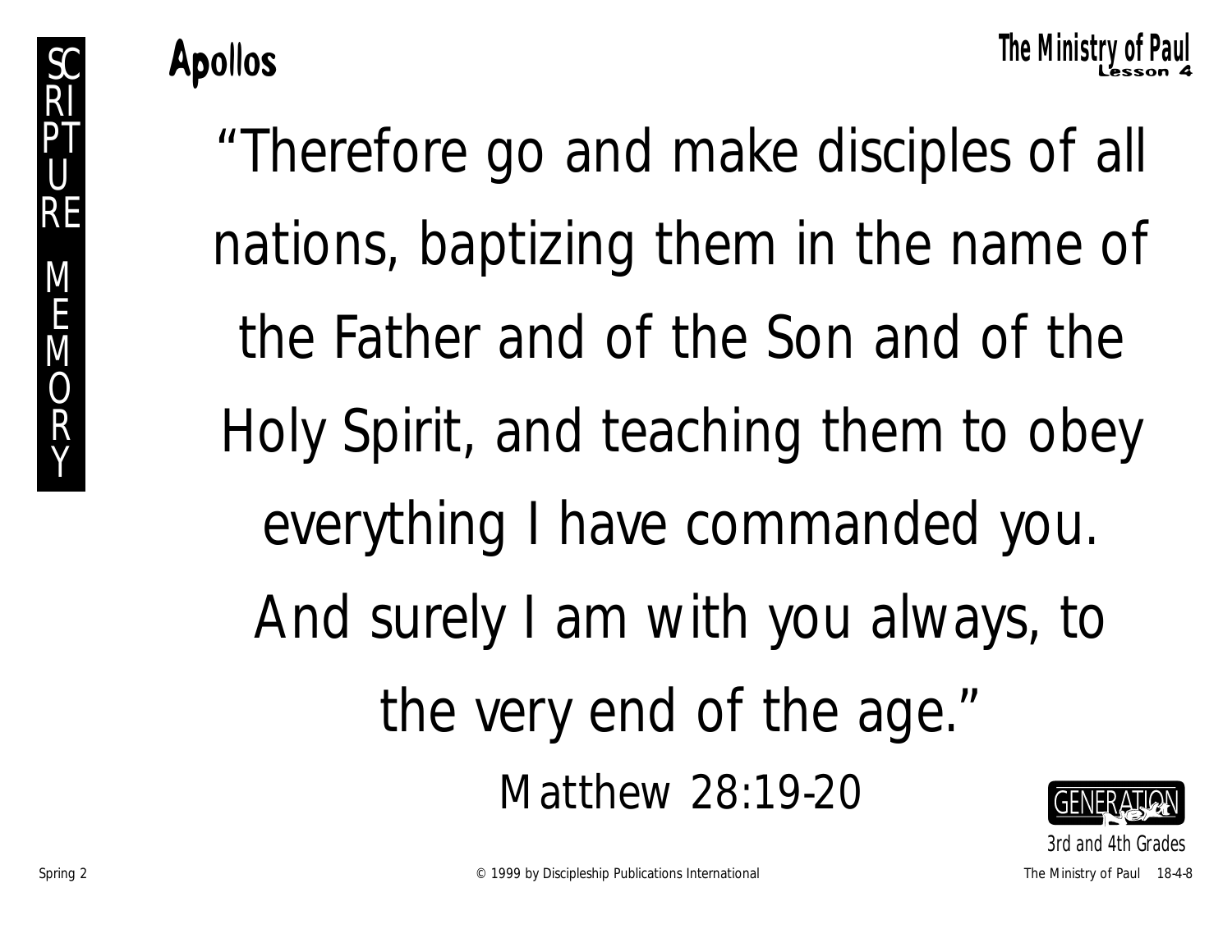# Apollos

“Therefore go and make disciples of all nations, baptizing them in the name of the Father and of the Son and of the Holy Spirit, and teaching them to obey everything I have commanded you. And surely I am with you always, to the very end of the age.”

Matthew 28:19-20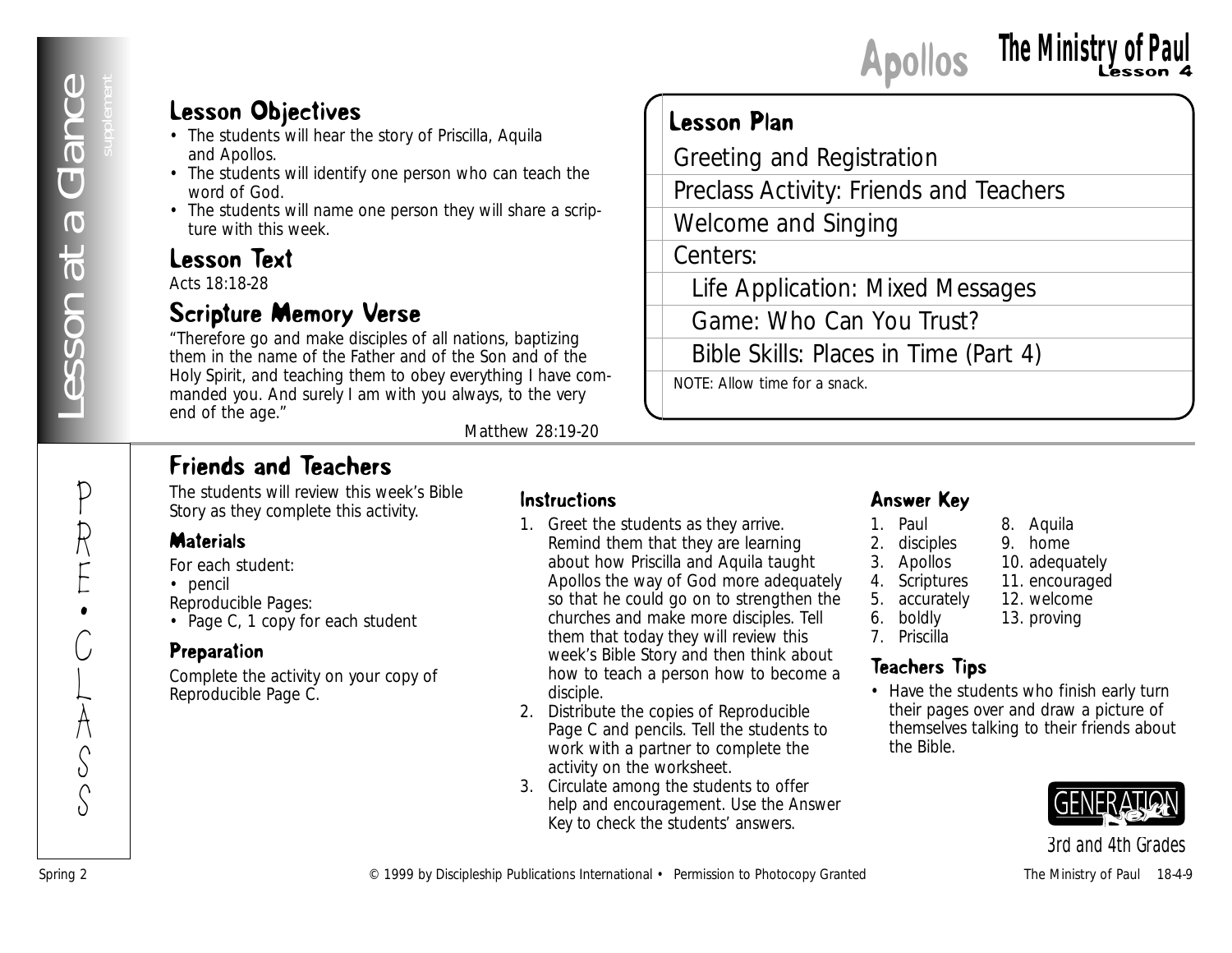# Apollos — The Ministry of Paul, Lesson 4

Lesson at a Glance *supplement*

## Lesson Objectives

- The students will hear the story of Priscilla, Aquila and Apollos.
- The students will identify one person who can teach the word of God.
- The students will name one person they will share a scripture with this week.

## Lesson Text

Acts 18:18-28

## Scripture Memory Verse

"Therefore go and make disciples of all nations, baptizing them in the name of the Father and of the Son and of the Holy Spirit, and teaching them to obey everything I have commanded you. And surely I am with you always, to the very end of the age."

Matthew 28:19-20

## Lesson Plan

- Greeting and Registration
- Preclass Activity: Friends and Teachers
- Welcome and Singing
- Centers:
  - Life Application: Mixed Messages
  - Game: Who Can You Trust?
  - Bible Skills: Places in Time (Part 4)

NOTE: Allow time for a snack.

PRE•CLASS

## Friends and Teachers

The students will review this week's Bible Story as they complete this activity.

### Materials

For each student:
- pencil

Reproducible Pages:
- Page C, 1 copy for each student

### Preparation

Complete the activity on your copy of Reproducible Page C.

### Instructions

1. Greet the students as they arrive. Remind them that they are learning about how Priscilla and Aquila taught Apollos the way of God more adequately so that he could go on to strengthen the churches and make more disciples. Tell them that today they will review this week's Bible Story and then think about how to teach a person how to become a disciple.
2. Distribute the copies of Reproducible Page C and pencils. Tell the students to work with a partner to complete the activity on the worksheet.
3. Circulate among the students to offer help and encouragement. Use the Answer Key to check the students' answers.

### Answer Key

1. Paul
2. disciples
3. Apollos
4. Scriptures
5. accurately
6. boldly
7. Priscilla
8. Aquila
9. home
10. adequately
11. encouraged
12. welcome
13. proving

### Teachers Tips

- Have the students who finish early turn their pages over and draw a picture of themselves talking to their friends about the Bible.

GENERATION Next

3rd and 4th Grades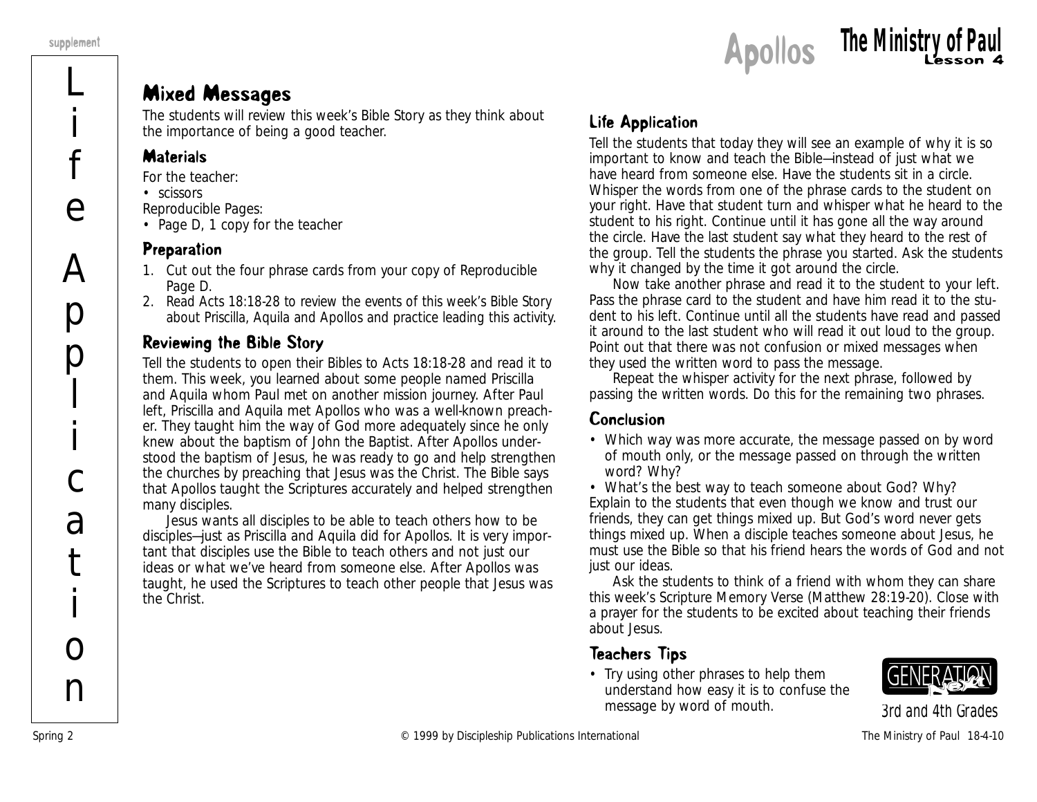## Mixed Messages

The students will review this week's Bible Story as they think about the importance of being a good teacher.

### Materials

For the teacher:
- scissors

Reproducible Pages:
- Page D, 1 copy for the teacher

### Preparation

1. Cut out the four phrase cards from your copy of Reproducible Page D.
2. Read Acts 18:18-28 to review the events of this week's Bible Story about Priscilla, Aquila and Apollos and practice leading this activity.

### Reviewing the Bible Story

Tell the students to open their Bibles to Acts 18:18-28 and read it to them. This week, you learned about some people named Priscilla and Aquila whom Paul met on another mission journey. After Paul left, Priscilla and Aquila met Apollos who was a well-known preacher. They taught him the way of God more adequately since he only knew about the baptism of John the Baptist. After Apollos understood the baptism of Jesus, he was ready to go and help strengthen the churches by preaching that Jesus was the Christ. The Bible says that Apollos taught the Scriptures accurately and helped strengthen many disciples.

Jesus wants all disciples to be able to teach others how to be disciples—just as Priscilla and Aquila did for Apollos. It is very important that disciples use the Bible to teach others and not just our ideas or what we've heard from someone else. After Apollos was taught, he used the Scriptures to teach other people that Jesus was the Christ.

### Life Application

Tell the students that today they will see an example of why it is so important to know and teach the Bible—instead of just what we have heard from someone else. Have the students sit in a circle. Whisper the words from one of the phrase cards to the student on your right. Have that student turn and whisper what he heard to the student to his right. Continue until it has gone all the way around the circle. Have the last student say what they heard to the rest of the group. Tell the students the phrase you started. Ask the students why it changed by the time it got around the circle.

Now take another phrase and read it to the student to your left. Pass the phrase card to the student and have him read it to the student to his left. Continue until all the students have read and passed it around to the last student who will read it out loud to the group. Point out that there was not confusion or mixed messages when they used the written word to pass the message.

Repeat the whisper activity for the next phrase, followed by passing the written words. Do this for the remaining two phrases.

### Conclusion

- Which way was more accurate, the message passed on by word of mouth only, or the message passed on through the written word? Why?
- What's the best way to teach someone about God? Why?

Explain to the students that even though we know and trust our friends, they can get things mixed up. But God's word never gets things mixed up. When a disciple teaches someone about Jesus, he must use the Bible so that his friend hears the words of God and not just our ideas.

Ask the students to think of a friend with whom they can share this week's Scripture Memory Verse (Matthew 28:19-20). Close with a prayer for the students to be excited about teaching their friends about Jesus.

### Teachers Tips

- Try using other phrases to help them understand how easy it is to confuse the message by word of mouth.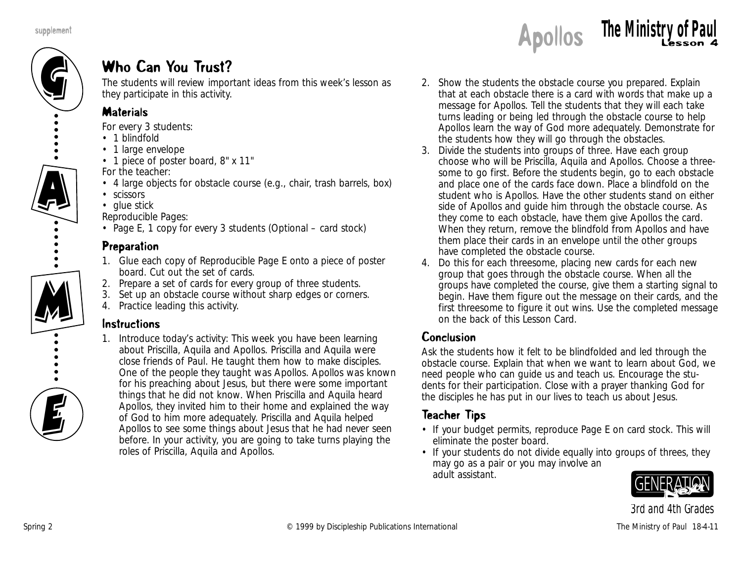# Who Can You Trust?

The students will review important ideas from this week's lesson as they participate in this activity.

## Materials

For every 3 students:

- 1 blindfold
- 1 large envelope
- 1 piece of poster board, 8" x 11"

For the teacher:

- 4 large objects for obstacle course (e.g., chair, trash barrels, box)
- scissors
- glue stick

Reproducible Pages:

- Page E, 1 copy for every 3 students (Optional – card stock)

## Preparation

1. Glue each copy of Reproducible Page E onto a piece of poster board. Cut out the set of cards.
2. Prepare a set of cards for every group of three students.
3. Set up an obstacle course without sharp edges or corners.
4. Practice leading this activity.

## Instructions

1. Introduce today's activity: This week you have been learning about Priscilla, Aquila and Apollos. Priscilla and Aquila were close friends of Paul. He taught them how to make disciples. One of the people they taught was Apollos. Apollos was known for his preaching about Jesus, but there were some important things that he did not know. When Priscilla and Aquila heard Apollos, they invited him to their home and explained the way of God to him more adequately. Priscilla and Aquila helped Apollos to see some things about Jesus that he had never seen before. In your activity, you are going to take turns playing the roles of Priscilla, Aquila and Apollos.
2. Show the students the obstacle course you prepared. Explain that at each obstacle there is a card with words that make up a message for Apollos. Tell the students that they will each take turns leading or being led through the obstacle course to help Apollos learn the way of God more adequately. Demonstrate for the students how they will go through the obstacles.
3. Divide the students into groups of three. Have each group choose who will be Priscilla, Aquila and Apollos. Choose a threesome to go first. Before the students begin, go to each obstacle and place one of the cards face down. Place a blindfold on the student who is Apollos. Have the other students stand on either side of Apollos and guide him through the obstacle course. As they come to each obstacle, have them give Apollos the card. When they return, remove the blindfold from Apollos and have them place their cards in an envelope until the other groups have completed the obstacle course.
4. Do this for each threesome, placing new cards for each new group that goes through the obstacle course. When all the groups have completed the course, give them a starting signal to begin. Have them figure out the message on their cards, and the first threesome to figure it out wins. Use the completed message on the back of this Lesson Card.

## Conclusion

Ask the students how it felt to be blindfolded and led through the obstacle course. Explain that when we want to learn about God, we need people who can guide us and teach us. Encourage the students for their participation. Close with a prayer thanking God for the disciples he has put in our lives to teach us about Jesus.

## Teacher Tips

- If your budget permits, reproduce Page E on card stock. This will eliminate the poster board.
- If your students do not divide equally into groups of threes, they may go as a pair or you may involve an adult assistant.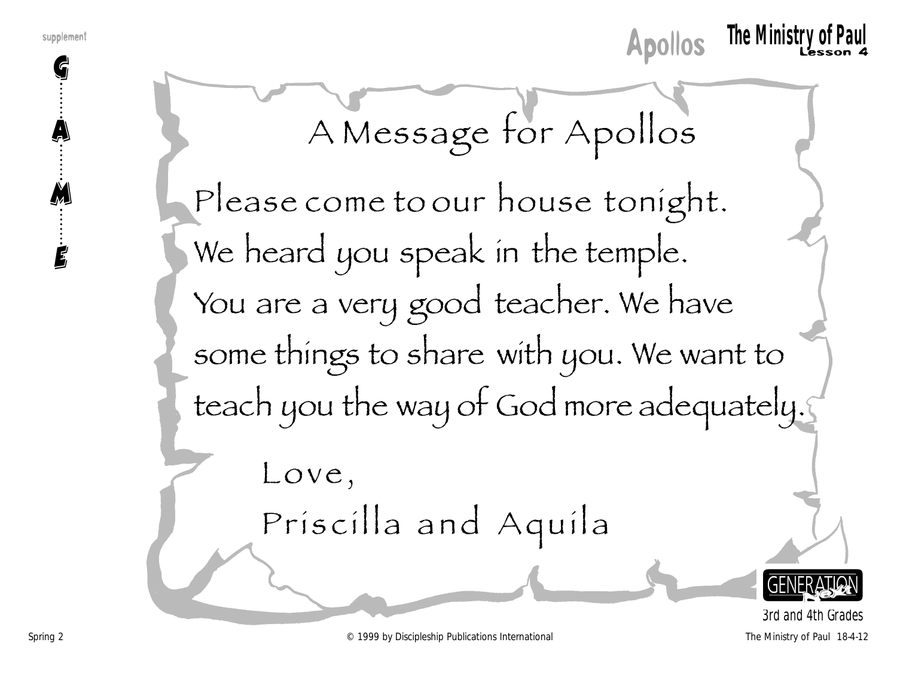# A Message for Apollos

Please come to our house tonight. We heard you speak in the temple. You are a very good teacher. We have some things to share with you. We want to teach you the way of God more adequately.

Love,
Priscilla and Aquila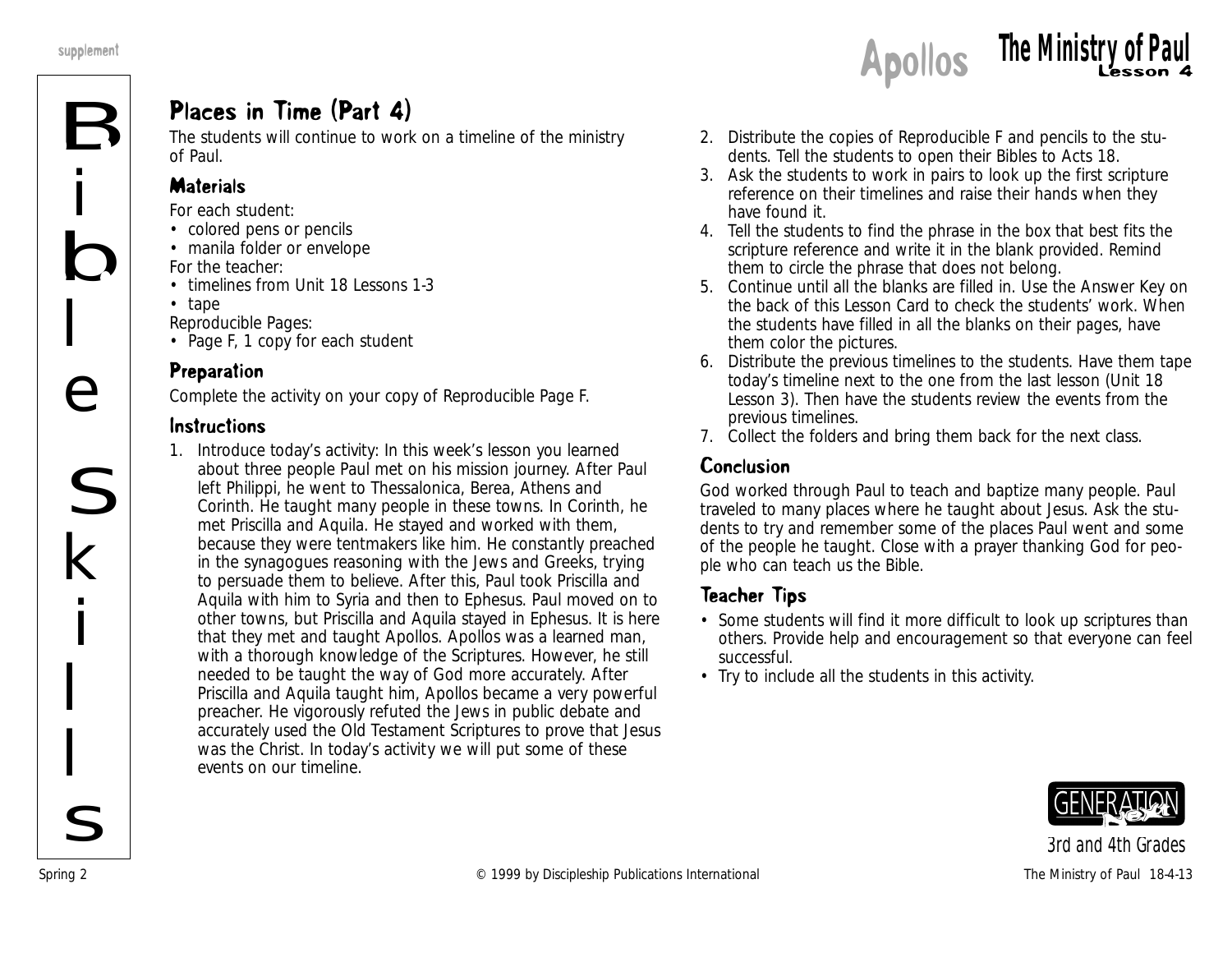# Places in Time (Part 4)

The students will continue to work on a timeline of the ministry of Paul.

## Materials

For each student:

- colored pens or pencils
- manila folder or envelope

For the teacher:

- timelines from Unit 18 Lessons 1-3
- tape

Reproducible Pages:

- Page F, 1 copy for each student

## Preparation

Complete the activity on your copy of Reproducible Page F.

## Instructions

1. Introduce today's activity: In this week's lesson you learned about three people Paul met on his mission journey. After Paul left Philippi, he went to Thessalonica, Berea, Athens and Corinth. He taught many people in these towns. In Corinth, he met Priscilla and Aquila. He stayed and worked with them, because they were tentmakers like him. He constantly preached in the synagogues reasoning with the Jews and Greeks, trying to persuade them to believe. After this, Paul took Priscilla and Aquila with him to Syria and then to Ephesus. Paul moved on to other towns, but Priscilla and Aquila stayed in Ephesus. It is here that they met and taught Apollos. Apollos was a learned man, with a thorough knowledge of the Scriptures. However, he still needed to be taught the way of God more accurately. After Priscilla and Aquila taught him, Apollos became a very powerful preacher. He vigorously refuted the Jews in public debate and accurately used the Old Testament Scriptures to prove that Jesus was the Christ. In today's activity we will put some of these events on our timeline.
2. Distribute the copies of Reproducible F and pencils to the students. Tell the students to open their Bibles to Acts 18.
3. Ask the students to work in pairs to look up the first scripture reference on their timelines and raise their hands when they have found it.
4. Tell the students to find the phrase in the box that best fits the scripture reference and write it in the blank provided. Remind them to circle the phrase that does not belong.
5. Continue until all the blanks are filled in. Use the Answer Key on the back of this Lesson Card to check the students' work. When the students have filled in all the blanks on their pages, have them color the pictures.
6. Distribute the previous timelines to the students. Have them tape today's timeline next to the one from the last lesson (Unit 18 Lesson 3). Then have the students review the events from the previous timelines.
7. Collect the folders and bring them back for the next class.

## Conclusion

God worked through Paul to teach and baptize many people. Paul traveled to many places where he taught about Jesus. Ask the students to try and remember some of the places Paul went and some of the people he taught. Close with a prayer thanking God for people who can teach us the Bible.

## Teacher Tips

- Some students will find it more difficult to look up scriptures than others. Provide help and encouragement so that everyone can feel successful.
- Try to include all the students in this activity.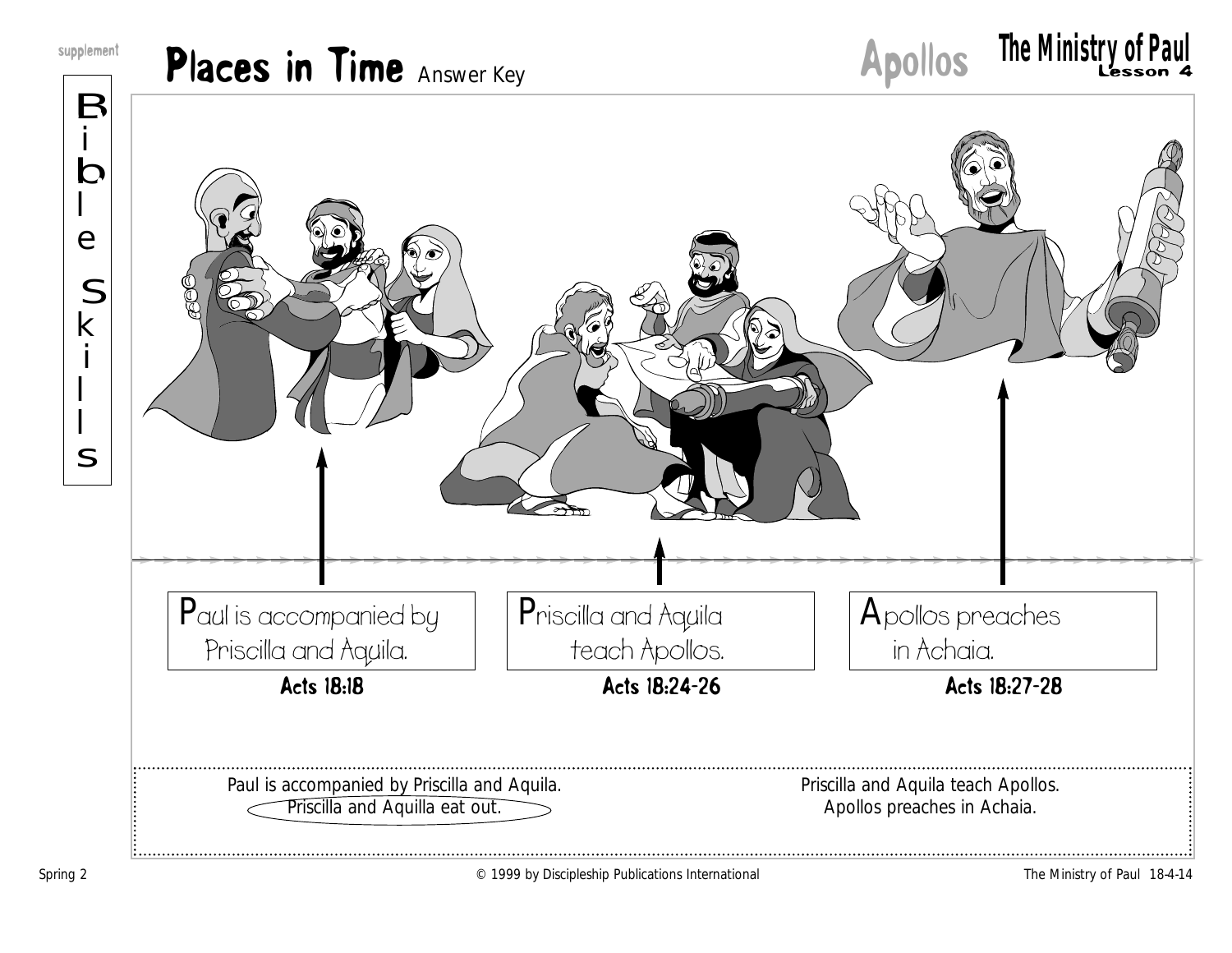supplement

# Places in Time Answer Key

**Apollos** — **The Ministry of Paul** Lesson 4

Bible Skills

Paul is accompanied by Priscilla and Aquila.
**Acts 18:18**

Priscilla and Aquila teach Apollos.
**Acts 18:24-26**

Apollos preaches in Achaia.
**Acts 18:27-28**

Paul is accompanied by Priscilla and Aquila.
Priscilla and Aquilla eat out.

Priscilla and Aquila teach Apollos.
Apollos preaches in Achaia.

Spring 2 — © 1999 by Discipleship Publications International — The Ministry of Paul 18-4-14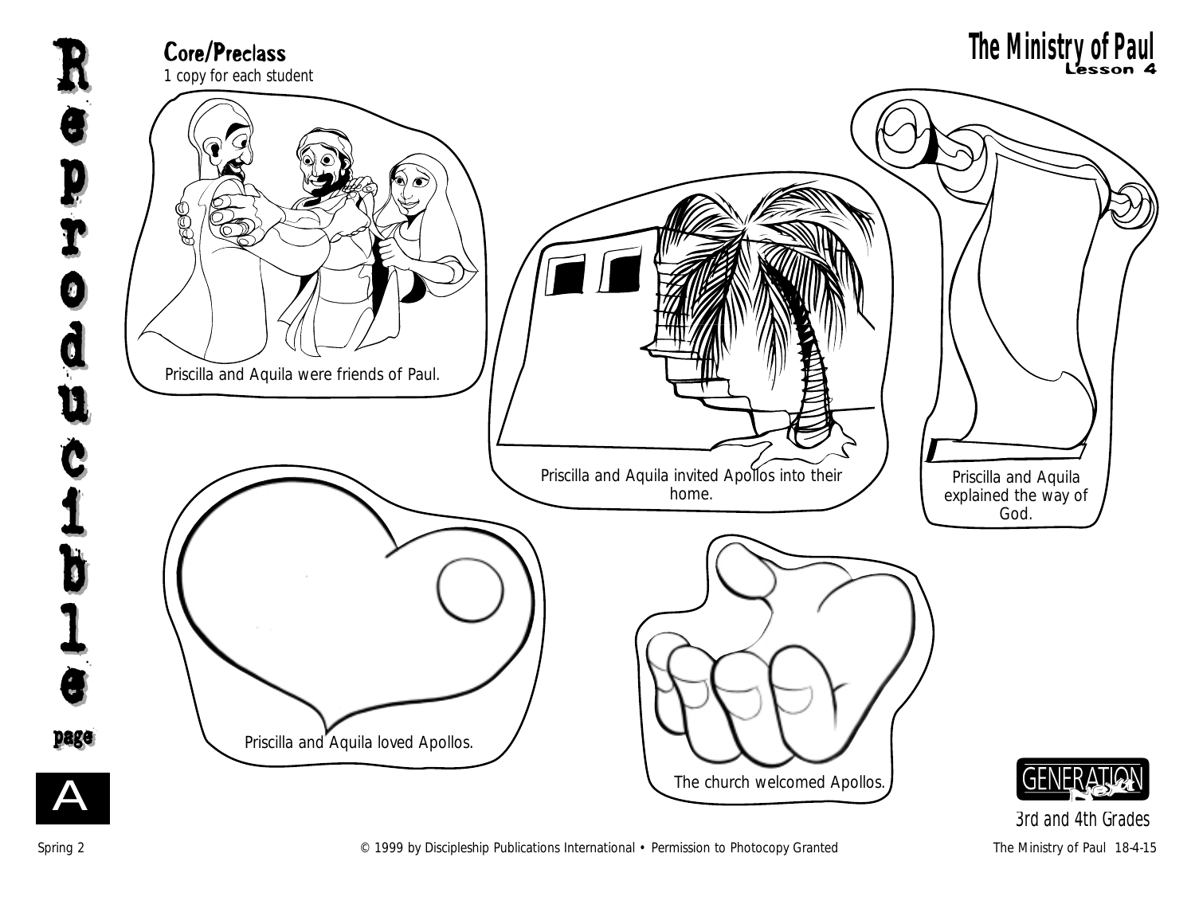## Core/Preclass

1 copy for each student

# The Ministry of Paul

Lesson 4

Priscilla and Aquila were friends of Paul.

Priscilla and Aquila invited Apollos into their home.

Priscilla and Aquila explained the way of God.

Priscilla and Aquila loved Apollos.

The church welcomed Apollos.

Reproducible page A

GENERATION Next

3rd and 4th Grades

Spring 2 © 1999 by Discipleship Publications International • Permission to Photocopy Granted The Ministry of Paul 18-4-15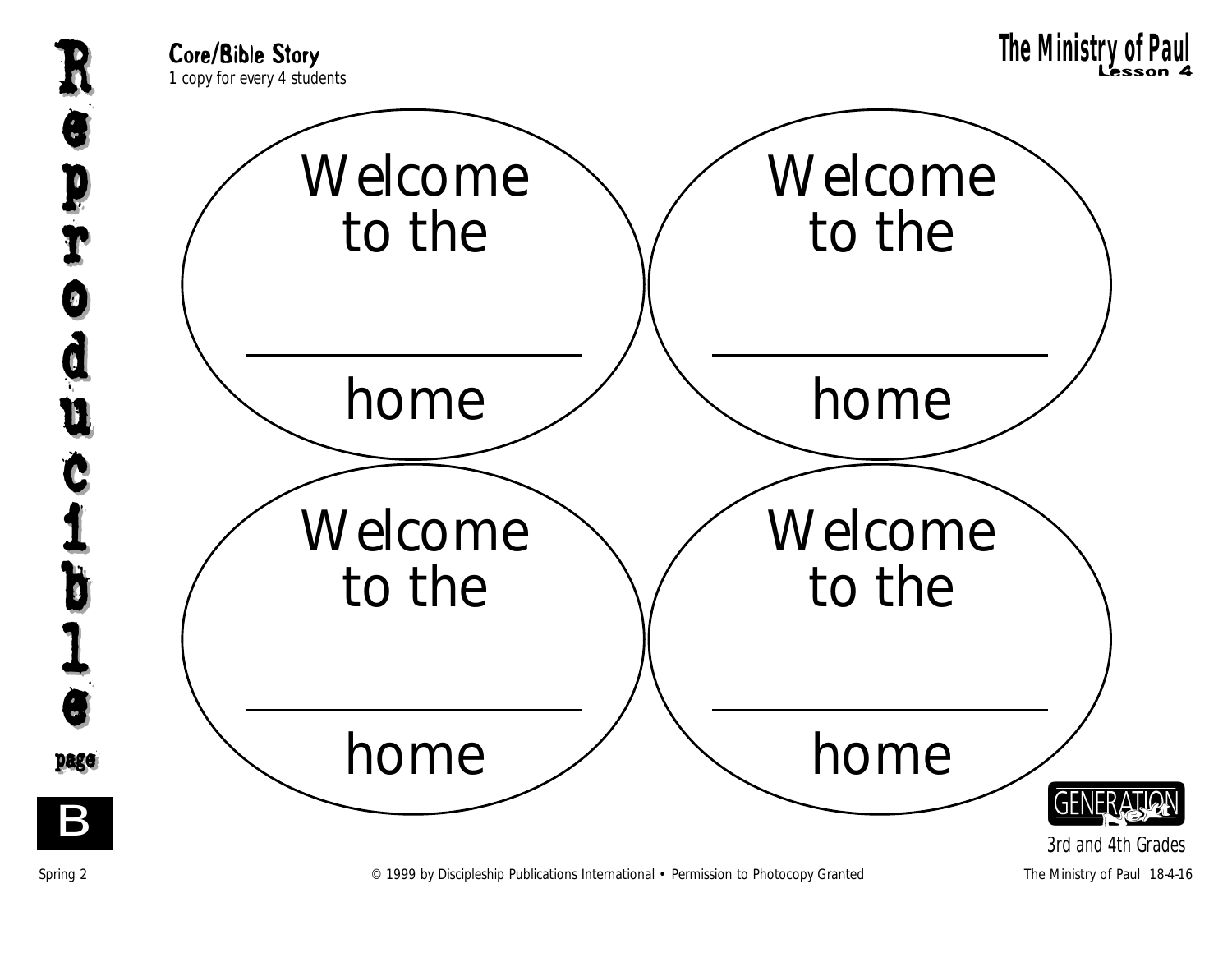**Core/Bible Story**

*1 copy for every 4 students*

## The Ministry of Paul
**Lesson 4**

Welcome
to the

_______________

home

Welcome
to the

_______________

home

Welcome
to the

_______________

home

Welcome
to the

_______________

home

Reproducible page B

GENERATION next

3rd and 4th Grades

Spring 2 © 1999 by Discipleship Publications International • Permission to Photocopy Granted The Ministry of Paul 18-4-16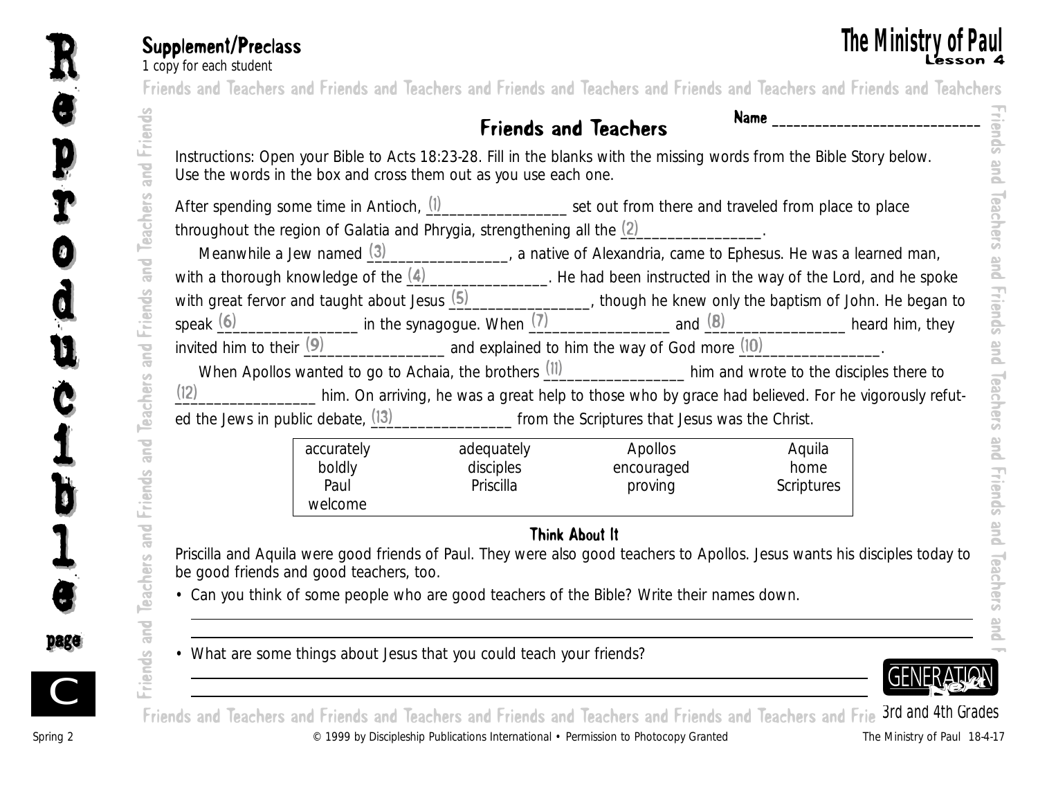## Supplement/Preclass

1 copy for each student

# The Ministry of Paul

Lesson 4

## Friends and Teachers

Name ______________________________

Instructions: Open your Bible to Acts 18:23-28. Fill in the blanks with the missing words from the Bible Story below. Use the words in the box and cross them out as you use each one.

After spending some time in Antioch, (1)________________ set out from there and traveled from place to place throughout the region of Galatia and Phrygia, strengthening all the (2)________________.

Meanwhile a Jew named (3)________________, a native of Alexandria, came to Ephesus. He was a learned man, with a thorough knowledge of the (4)________________. He had been instructed in the way of the Lord, and he spoke with great fervor and taught about Jesus (5)________________, though he knew only the baptism of John. He began to speak (6)________________ in the synagogue. When (7)________________ and (8)________________ heard him, they invited him to their (9)________________ and explained to him the way of God more (10)________________.

When Apollos wanted to go to Achaia, the brothers (11)________________ him and wrote to the disciples there to (12)________________ him. On arriving, he was a great help to those who by grace had believed. For he vigorously refuted the Jews in public debate, (13)________________ from the Scriptures that Jesus was the Christ.

| accurately | adequately | Apollos | Aquila |
|---|---|---|---|
| boldly | disciples | encouraged | home |
| Paul | Priscilla | proving | Scriptures |
| welcome | | | |

### Think About It

Priscilla and Aquila were good friends of Paul. They were also good teachers to Apollos. Jesus wants his disciples today to be good friends and good teachers, too.

- Can you think of some people who are good teachers of the Bible? Write their names down.

____________________________________________________________

____________________________________________________________

- What are some things about Jesus that you could teach your friends?

____________________________________________________________

____________________________________________________________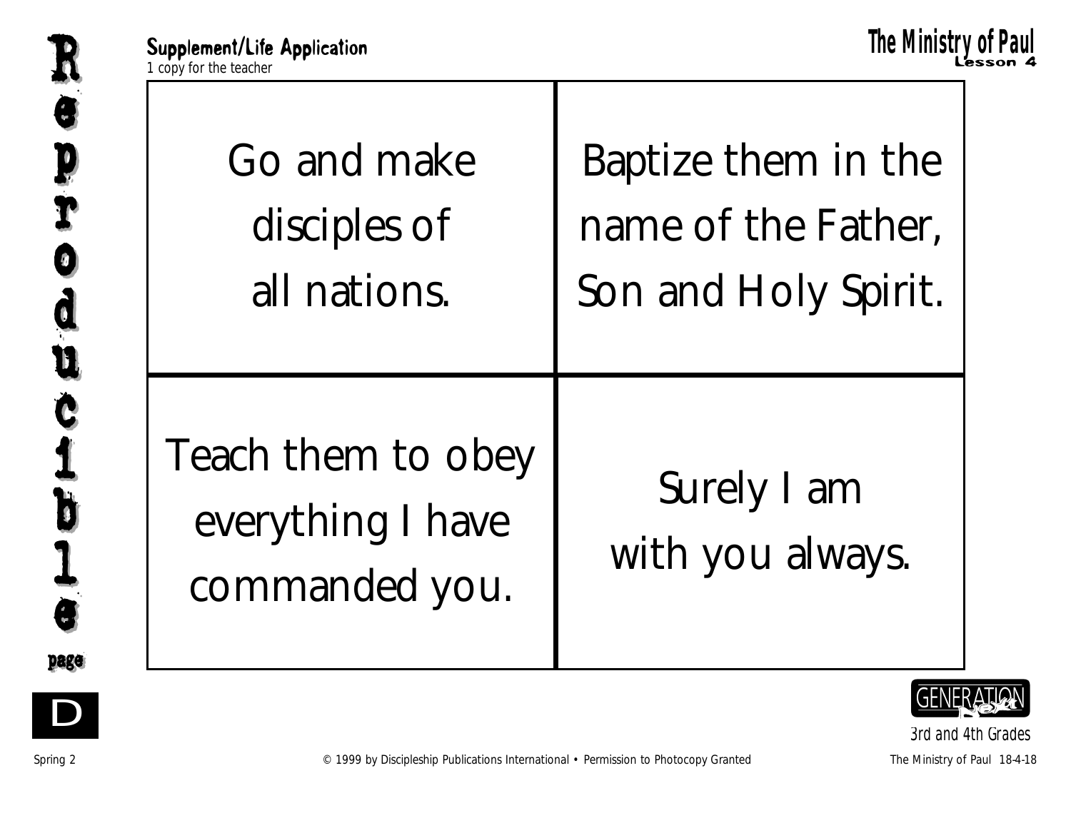**Supplement/Life Application**
*1 copy for the teacher*

| | |
|---|---|
| Go and make disciples of all nations. | Baptize them in the name of the Father, Son and Holy Spirit. |
| Teach them to obey everything I have commanded you. | Surely I am with you always. |

3rd and 4th Grades

© 1999 by Discipleship Publications International • Permission to Photocopy Granted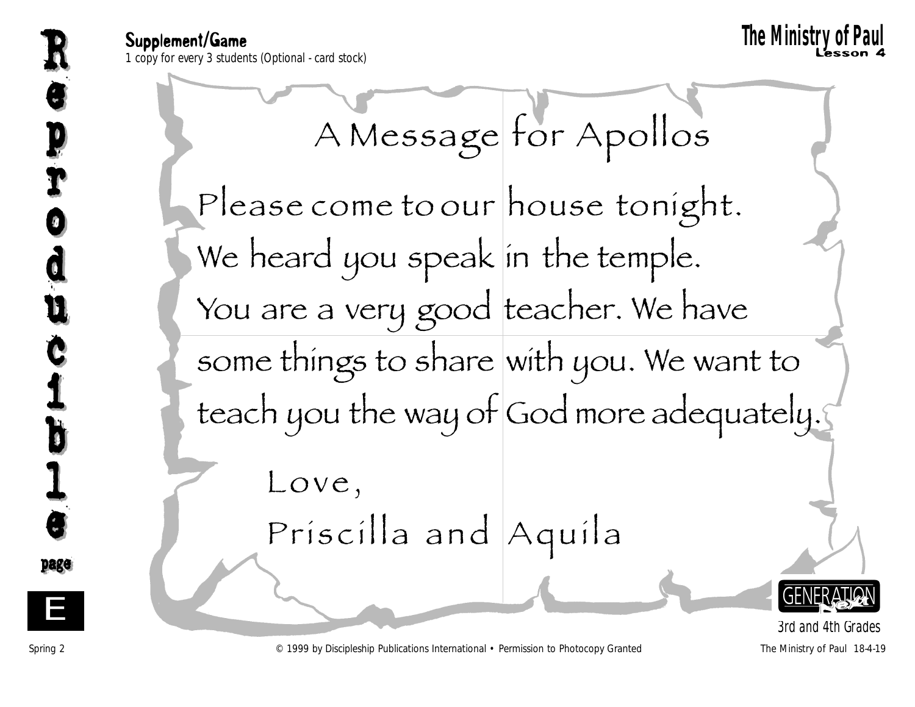**Supplement/Game**

1 copy for every 3 students (Optional - card stock)

# A Message for Apollos

Please come to our house tonight.
We heard you speak in the temple.
You are a very good teacher. We have
some things to share with you. We want to
teach you the way of God more adequately.

Love,

Priscilla and Aquila

3rd and 4th Grades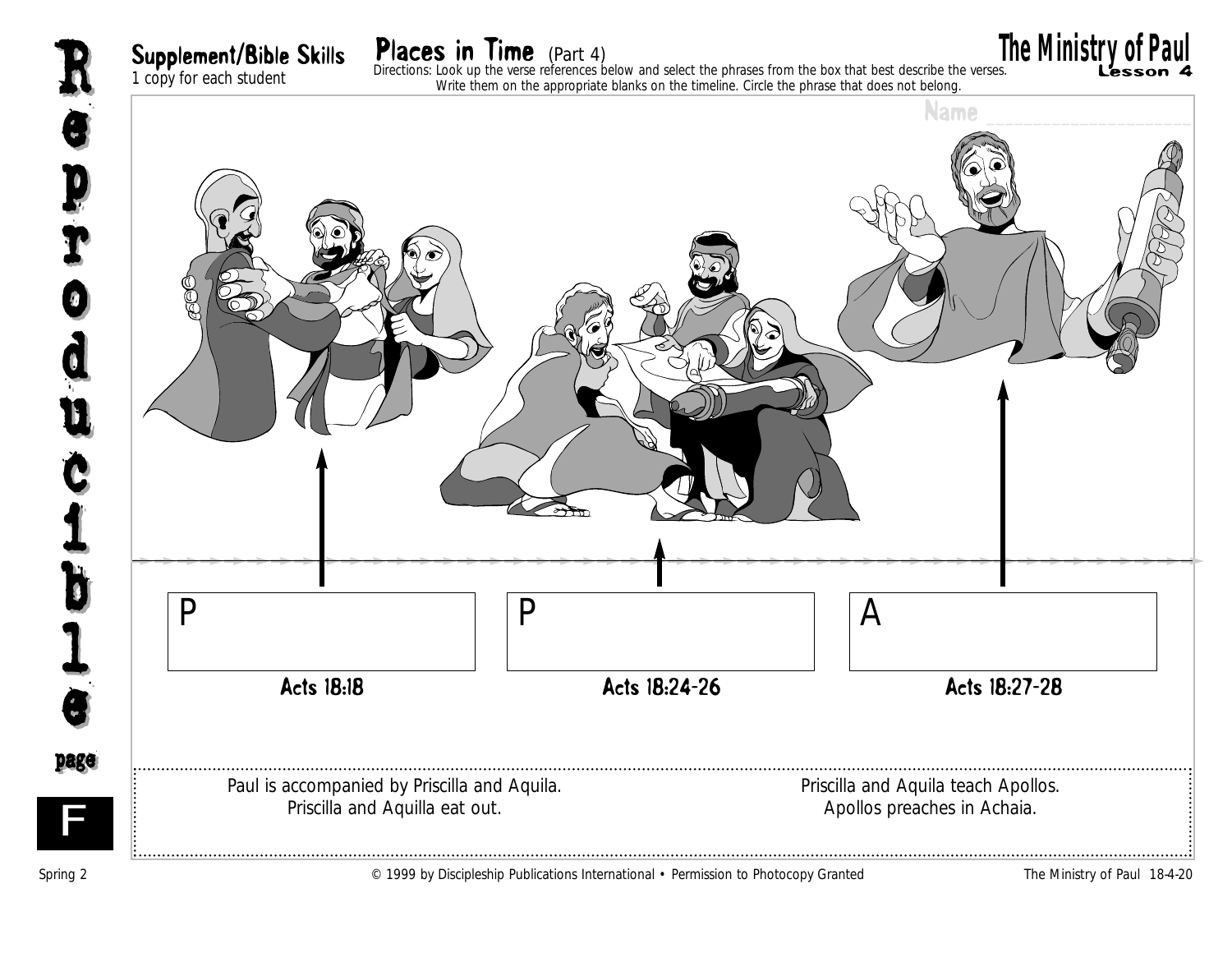Supplement/Bible Skills
1 copy for each student

# Places in Time (Part 4)

Directions: Look up the verse references below and select the phrases from the box that best describe the verses. Write them on the appropriate blanks on the timeline. Circle the phrase that does not belong.

## The Ministry of Paul
Lesson 4

Name ____________________

P

Acts 18:18

P

Acts 18:24-26

A

Acts 18:27-28

Paul is accompanied by Priscilla and Aquila.
Priscilla and Aquilla eat out.
Priscilla and Aquila teach Apollos.
Apollos preaches in Achaia.

Reproducible page F

Spring 2 © 1999 by Discipleship Publications International • Permission to Photocopy Granted The Ministry of Paul 18-4-20